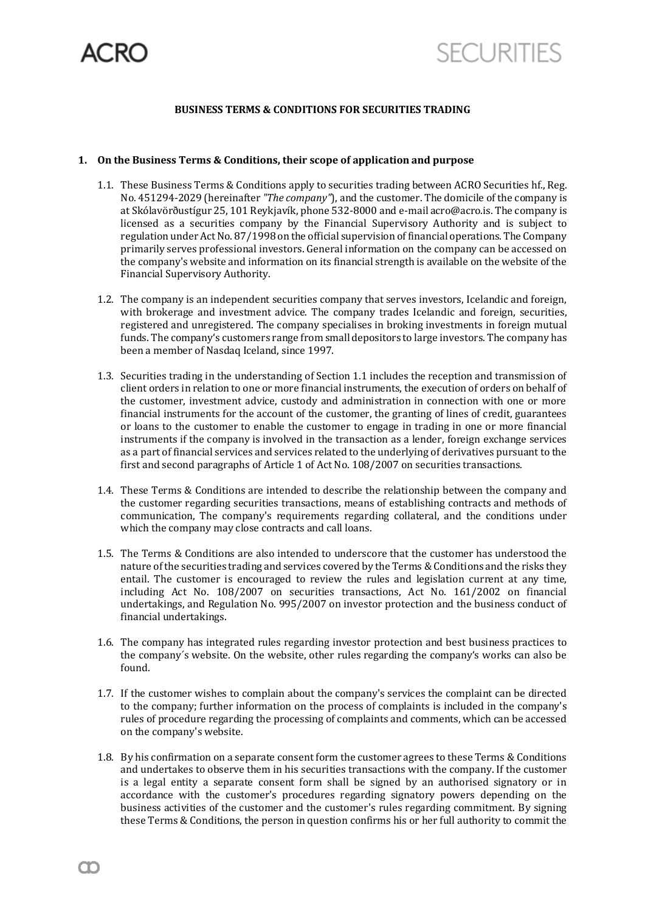# BUSINESS TERMS & CONDITIONS FOR SECURITIES TRADING

## 1. On the Business Terms & Conditions, their scope of application and purpose

1.1. These Business Terms & Conditions apply to securities trading between ACRO Securities hf., Reg. No. 451294-2029 (hereinafter *"The company"*), and the customer. The domicile of the company is at Skólavörðustígur 25, 101 Reykjavík, phone 532-8000 and e-mail acro@acro.is. The company is licensed as a securities company by the Financial Supervisory Authority and is subject to regulation under Act No. 87/1998 on the official supervision of financial operations. The Company primarily serves professional investors. General information on the company can be accessed on the company's website and information on its financial strength is available on the website of the Financial Supervisory Authority.

1.2. The company is an independent securities company that serves investors, Icelandic and foreign, with brokerage and investment advice. The company trades Icelandic and foreign, securities, registered and unregistered. The company specialises in broking investments in foreign mutual funds. The company's customers range from small depositors to large investors. The company has been a member of Nasdaq Iceland, since 1997.

1.3. Securities trading in the understanding of Section 1.1 includes the reception and transmission of client orders in relation to one or more financial instruments, the execution of orders on behalf of the customer, investment advice, custody and administration in connection with one or more financial instruments for the account of the customer, the granting of lines of credit, guarantees or loans to the customer to enable the customer to engage in trading in one or more financial instruments if the company is involved in the transaction as a lender, foreign exchange services as a part of financial services and services related to the underlying of derivatives pursuant to the first and second paragraphs of Article 1 of Act No. 108/2007 on securities transactions.

1.4. These Terms & Conditions are intended to describe the relationship between the company and the customer regarding securities transactions, means of establishing contracts and methods of communication, The company's requirements regarding collateral, and the conditions under which the company may close contracts and call loans.

1.5. The Terms & Conditions are also intended to underscore that the customer has understood the nature of the securities trading and services covered by the Terms & Conditions and the risks they entail. The customer is encouraged to review the rules and legislation current at any time, including Act No. 108/2007 on securities transactions, Act No. 161/2002 on financial undertakings, and Regulation No. 995/2007 on investor protection and the business conduct of financial undertakings.

1.6. The company has integrated rules regarding investor protection and best business practices to the company´s website. On the website, other rules regarding the company's works can also be found.

1.7. If the customer wishes to complain about the company's services the complaint can be directed to the company; further information on the process of complaints is included in the company's rules of procedure regarding the processing of complaints and comments, which can be accessed on the company's website.

1.8. By his confirmation on a separate consent form the customer agrees to these Terms & Conditions and undertakes to observe them in his securities transactions with the company. If the customer is a legal entity a separate consent form shall be signed by an authorised signatory or in accordance with the customer's procedures regarding signatory powers depending on the business activities of the customer and the customer's rules regarding commitment. By signing these Terms & Conditions, the person in question confirms his or her full authority to commit the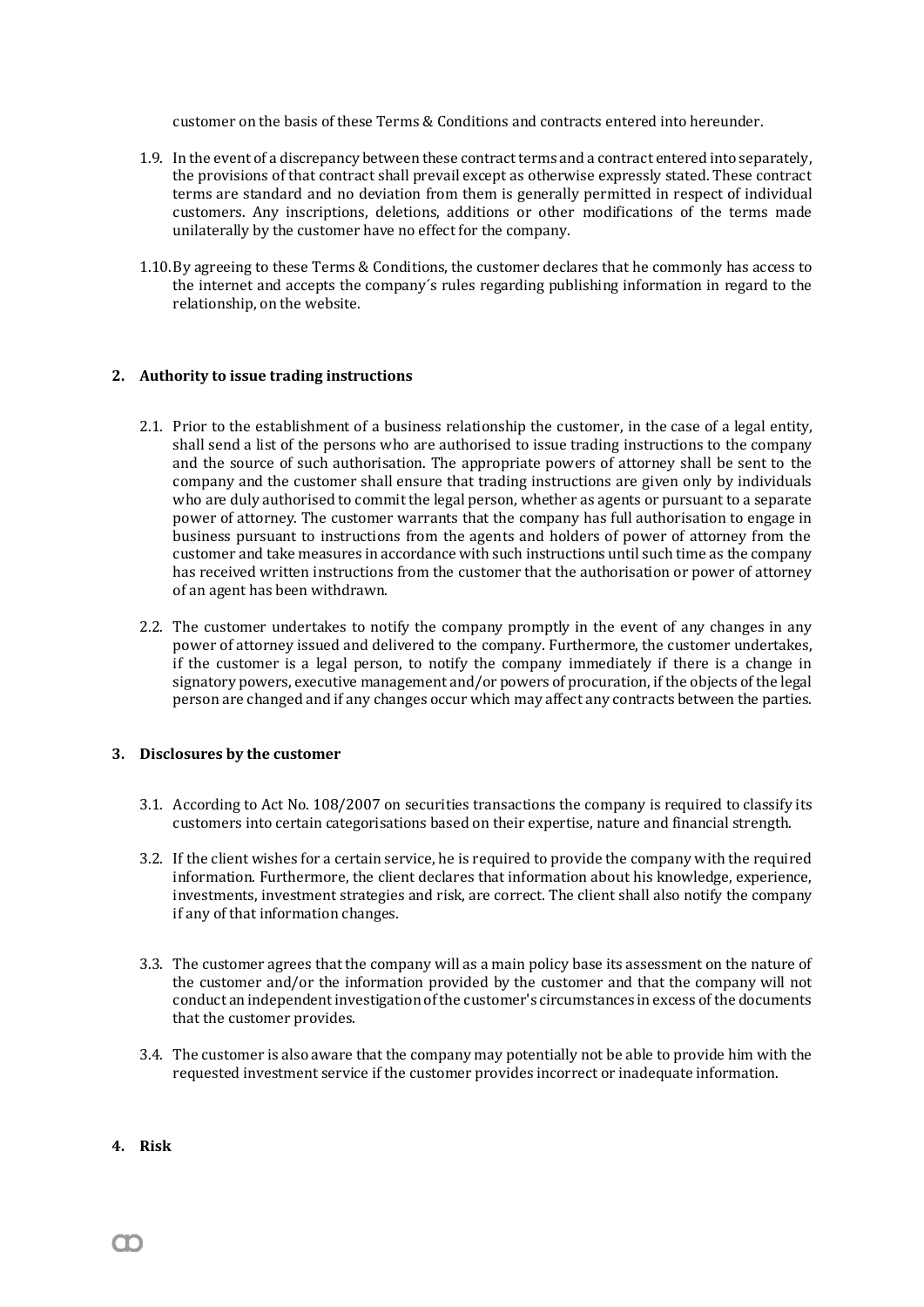customer on the basis of these Terms & Conditions and contracts entered into hereunder.

1.9. In the event of a discrepancy between these contract terms and a contract entered into separately, the provisions of that contract shall prevail except as otherwise expressly stated. These contract terms are standard and no deviation from them is generally permitted in respect of individual customers. Any inscriptions, deletions, additions or other modifications of the terms made unilaterally by the customer have no effect for the company.

1.10. By agreeing to these Terms & Conditions, the customer declares that he commonly has access to the internet and accepts the company´s rules regarding publishing information in regard to the relationship, on the website.

## 2. Authority to issue trading instructions

2.1. Prior to the establishment of a business relationship the customer, in the case of a legal entity, shall send a list of the persons who are authorised to issue trading instructions to the company and the source of such authorisation. The appropriate powers of attorney shall be sent to the company and the customer shall ensure that trading instructions are given only by individuals who are duly authorised to commit the legal person, whether as agents or pursuant to a separate power of attorney. The customer warrants that the company has full authorisation to engage in business pursuant to instructions from the agents and holders of power of attorney from the customer and take measures in accordance with such instructions until such time as the company has received written instructions from the customer that the authorisation or power of attorney of an agent has been withdrawn.

2.2. The customer undertakes to notify the company promptly in the event of any changes in any power of attorney issued and delivered to the company. Furthermore, the customer undertakes, if the customer is a legal person, to notify the company immediately if there is a change in signatory powers, executive management and/or powers of procuration, if the objects of the legal person are changed and if any changes occur which may affect any contracts between the parties.

## 3. Disclosures by the customer

3.1. According to Act No. 108/2007 on securities transactions the company is required to classify its customers into certain categorisations based on their expertise, nature and financial strength.

3.2. If the client wishes for a certain service, he is required to provide the company with the required information. Furthermore, the client declares that information about his knowledge, experience, investments, investment strategies and risk, are correct. The client shall also notify the company if any of that information changes.

3.3. The customer agrees that the company will as a main policy base its assessment on the nature of the customer and/or the information provided by the customer and that the company will not conduct an independent investigation of the customer's circumstances in excess of the documents that the customer provides.

3.4. The customer is also aware that the company may potentially not be able to provide him with the requested investment service if the customer provides incorrect or inadequate information.

## 4. Risk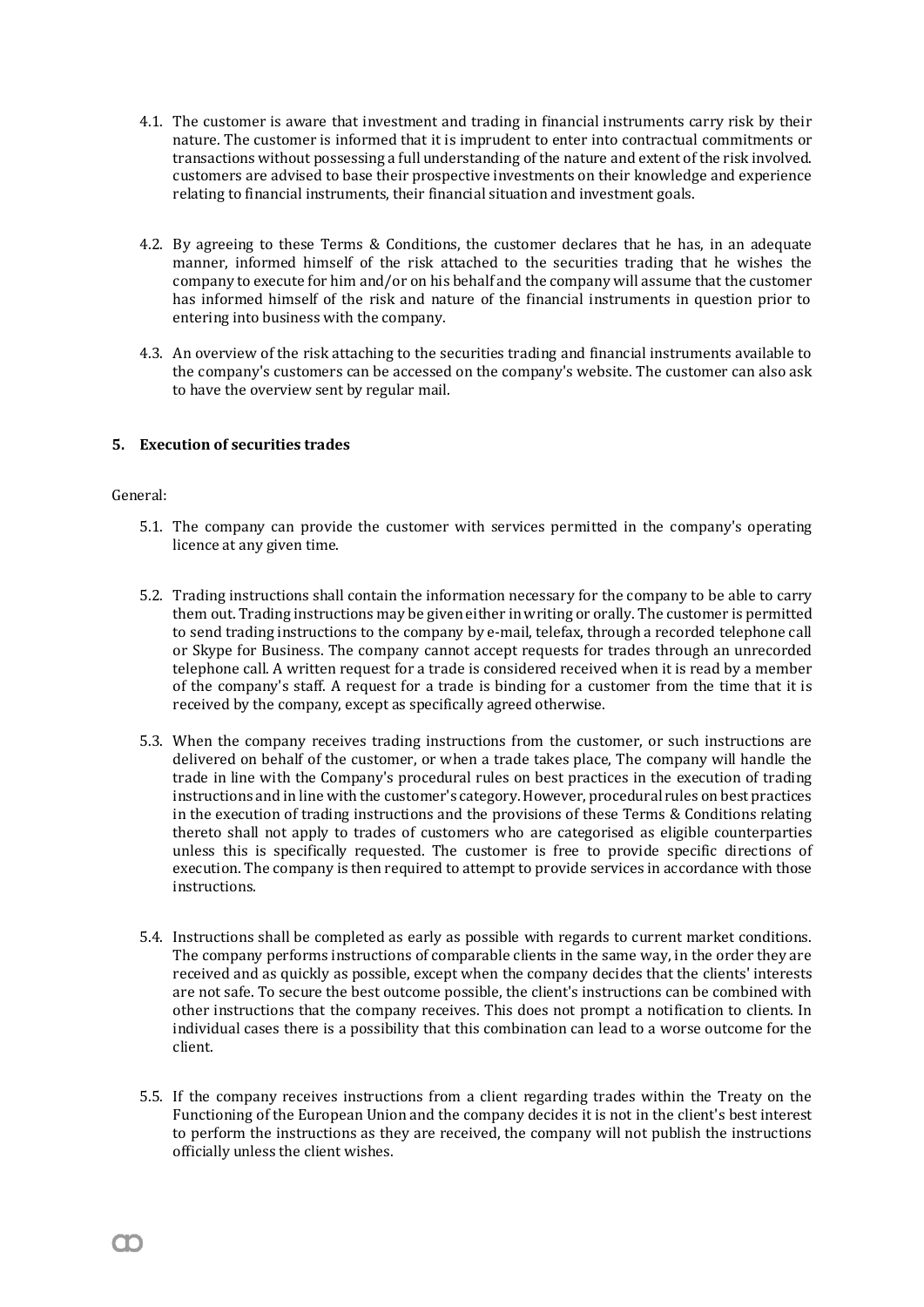4.1. The customer is aware that investment and trading in financial instruments carry risk by their nature. The customer is informed that it is imprudent to enter into contractual commitments or transactions without possessing a full understanding of the nature and extent of the risk involved. customers are advised to base their prospective investments on their knowledge and experience relating to financial instruments, their financial situation and investment goals.

4.2. By agreeing to these Terms & Conditions, the customer declares that he has, in an adequate manner, informed himself of the risk attached to the securities trading that he wishes the company to execute for him and/or on his behalf and the company will assume that the customer has informed himself of the risk and nature of the financial instruments in question prior to entering into business with the company.

4.3. An overview of the risk attaching to the securities trading and financial instruments available to the company's customers can be accessed on the company's website. The customer can also ask to have the overview sent by regular mail.

## 5. Execution of securities trades

General:

5.1. The company can provide the customer with services permitted in the company's operating licence at any given time.

5.2. Trading instructions shall contain the information necessary for the company to be able to carry them out. Trading instructions may be given either in writing or orally. The customer is permitted to send trading instructions to the company by e-mail, telefax, through a recorded telephone call or Skype for Business. The company cannot accept requests for trades through an unrecorded telephone call. A written request for a trade is considered received when it is read by a member of the company's staff. A request for a trade is binding for a customer from the time that it is received by the company, except as specifically agreed otherwise.

5.3. When the company receives trading instructions from the customer, or such instructions are delivered on behalf of the customer, or when a trade takes place, The company will handle the trade in line with the Company's procedural rules on best practices in the execution of trading instructions and in line with the customer's category. However, procedural rules on best practices in the execution of trading instructions and the provisions of these Terms & Conditions relating thereto shall not apply to trades of customers who are categorised as eligible counterparties unless this is specifically requested. The customer is free to provide specific directions of execution. The company is then required to attempt to provide services in accordance with those instructions.

5.4. Instructions shall be completed as early as possible with regards to current market conditions. The company performs instructions of comparable clients in the same way, in the order they are received and as quickly as possible, except when the company decides that the clients' interests are not safe. To secure the best outcome possible, the client's instructions can be combined with other instructions that the company receives. This does not prompt a notification to clients. In individual cases there is a possibility that this combination can lead to a worse outcome for the client.

5.5. If the company receives instructions from a client regarding trades within the Treaty on the Functioning of the European Union and the company decides it is not in the client's best interest to perform the instructions as they are received, the company will not publish the instructions officially unless the client wishes.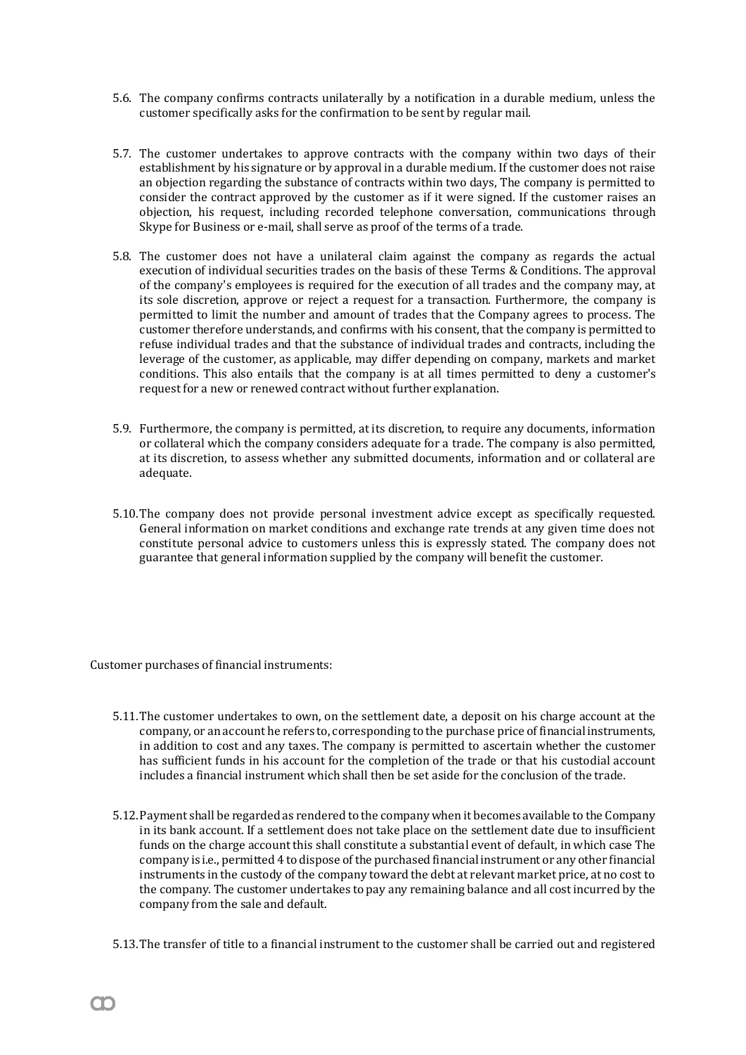5.6. The company confirms contracts unilaterally by a notification in a durable medium, unless the customer specifically asks for the confirmation to be sent by regular mail.

5.7. The customer undertakes to approve contracts with the company within two days of their establishment by his signature or by approval in a durable medium. If the customer does not raise an objection regarding the substance of contracts within two days, The company is permitted to consider the contract approved by the customer as if it were signed. If the customer raises an objection, his request, including recorded telephone conversation, communications through Skype for Business or e-mail, shall serve as proof of the terms of a trade.

5.8. The customer does not have a unilateral claim against the company as regards the actual execution of individual securities trades on the basis of these Terms & Conditions. The approval of the company's employees is required for the execution of all trades and the company may, at its sole discretion, approve or reject a request for a transaction. Furthermore, the company is permitted to limit the number and amount of trades that the Company agrees to process. The customer therefore understands, and confirms with his consent, that the company is permitted to refuse individual trades and that the substance of individual trades and contracts, including the leverage of the customer, as applicable, may differ depending on company, markets and market conditions. This also entails that the company is at all times permitted to deny a customer's request for a new or renewed contract without further explanation.

5.9. Furthermore, the company is permitted, at its discretion, to require any documents, information or collateral which the company considers adequate for a trade. The company is also permitted, at its discretion, to assess whether any submitted documents, information and or collateral are adequate.

5.10. The company does not provide personal investment advice except as specifically requested. General information on market conditions and exchange rate trends at any given time does not constitute personal advice to customers unless this is expressly stated. The company does not guarantee that general information supplied by the company will benefit the customer.

Customer purchases of financial instruments:

5.11. The customer undertakes to own, on the settlement date, a deposit on his charge account at the company, or an account he refers to, corresponding to the purchase price of financial instruments, in addition to cost and any taxes. The company is permitted to ascertain whether the customer has sufficient funds in his account for the completion of the trade or that his custodial account includes a financial instrument which shall then be set aside for the conclusion of the trade.

5.12. Payment shall be regarded as rendered to the company when it becomes available to the Company in its bank account. If a settlement does not take place on the settlement date due to insufficient funds on the charge account this shall constitute a substantial event of default, in which case The company is i.e., permitted 4 to dispose of the purchased financial instrument or any other financial instruments in the custody of the company toward the debt at relevant market price, at no cost to the company. The customer undertakes to pay any remaining balance and all cost incurred by the company from the sale and default.

5.13. The transfer of title to a financial instrument to the customer shall be carried out and registered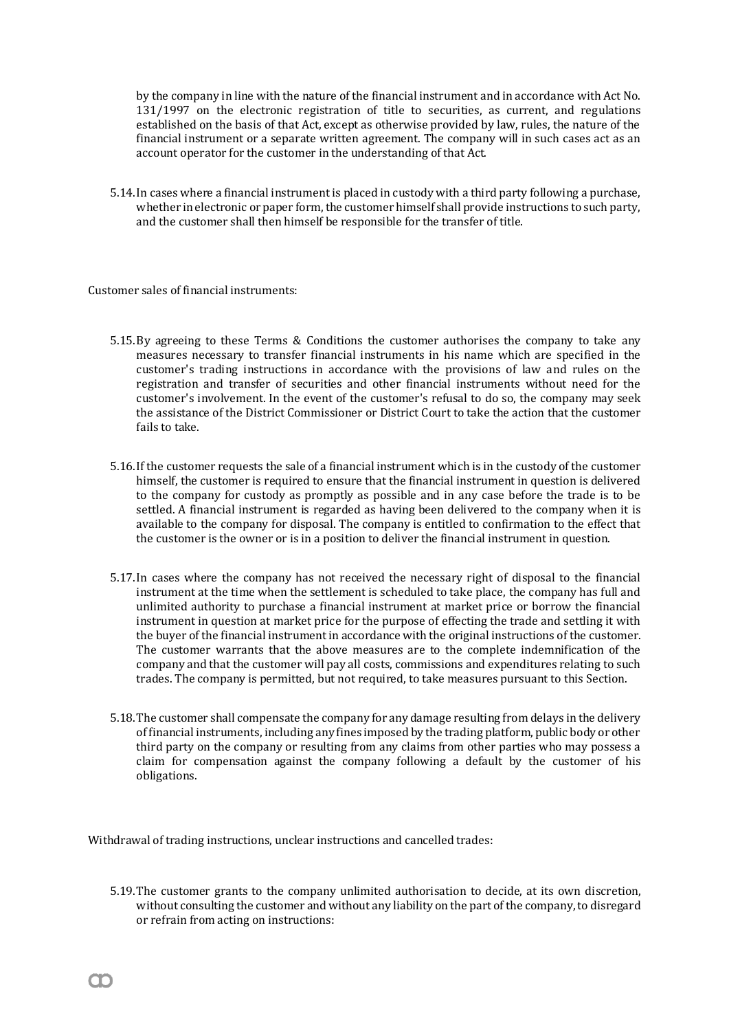by the company in line with the nature of the financial instrument and in accordance with Act No. 131/1997 on the electronic registration of title to securities, as current, and regulations established on the basis of that Act, except as otherwise provided by law, rules, the nature of the financial instrument or a separate written agreement. The company will in such cases act as an account operator for the customer in the understanding of that Act.

5.14. In cases where a financial instrument is placed in custody with a third party following a purchase, whether in electronic or paper form, the customer himself shall provide instructions to such party, and the customer shall then himself be responsible for the transfer of title.

Customer sales of financial instruments:

5.15. By agreeing to these Terms & Conditions the customer authorises the company to take any measures necessary to transfer financial instruments in his name which are specified in the customer's trading instructions in accordance with the provisions of law and rules on the registration and transfer of securities and other financial instruments without need for the customer's involvement. In the event of the customer's refusal to do so, the company may seek the assistance of the District Commissioner or District Court to take the action that the customer fails to take.

5.16. If the customer requests the sale of a financial instrument which is in the custody of the customer himself, the customer is required to ensure that the financial instrument in question is delivered to the company for custody as promptly as possible and in any case before the trade is to be settled. A financial instrument is regarded as having been delivered to the company when it is available to the company for disposal. The company is entitled to confirmation to the effect that the customer is the owner or is in a position to deliver the financial instrument in question.

5.17. In cases where the company has not received the necessary right of disposal to the financial instrument at the time when the settlement is scheduled to take place, the company has full and unlimited authority to purchase a financial instrument at market price or borrow the financial instrument in question at market price for the purpose of effecting the trade and settling it with the buyer of the financial instrument in accordance with the original instructions of the customer. The customer warrants that the above measures are to the complete indemnification of the company and that the customer will pay all costs, commissions and expenditures relating to such trades. The company is permitted, but not required, to take measures pursuant to this Section.

5.18. The customer shall compensate the company for any damage resulting from delays in the delivery of financial instruments, including any fines imposed by the trading platform, public body or other third party on the company or resulting from any claims from other parties who may possess a claim for compensation against the company following a default by the customer of his obligations.

Withdrawal of trading instructions, unclear instructions and cancelled trades:

5.19. The customer grants to the company unlimited authorisation to decide, at its own discretion, without consulting the customer and without any liability on the part of the company, to disregard or refrain from acting on instructions: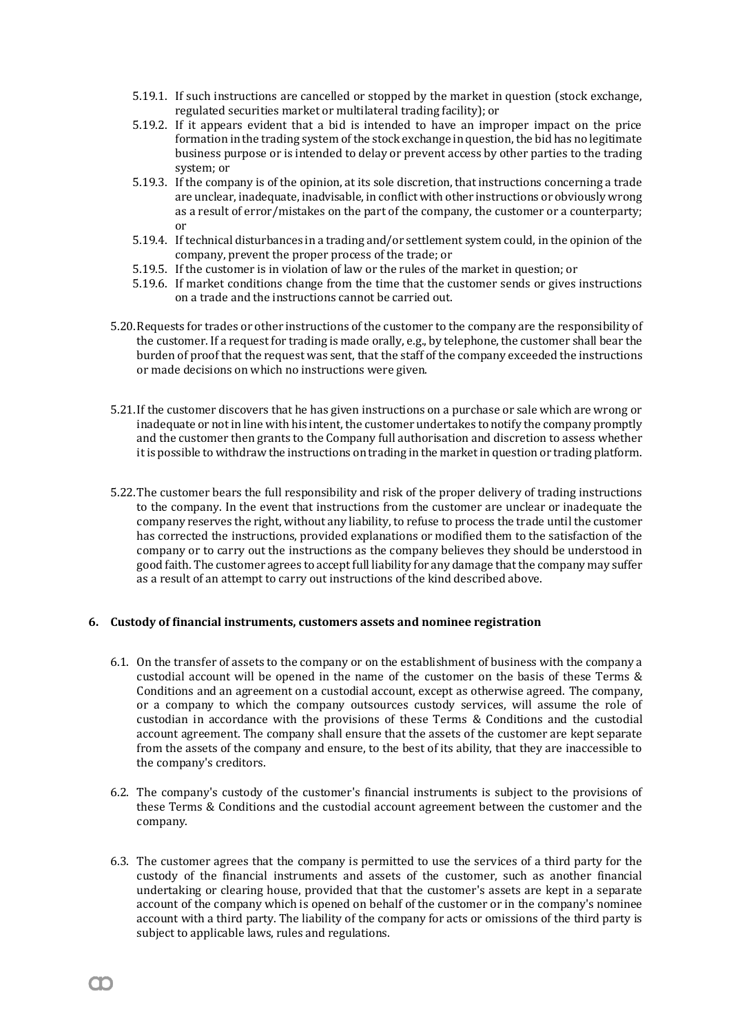5.19.1. If such instructions are cancelled or stopped by the market in question (stock exchange, regulated securities market or multilateral trading facility); or

5.19.2. If it appears evident that a bid is intended to have an improper impact on the price formation in the trading system of the stock exchange in question, the bid has no legitimate business purpose or is intended to delay or prevent access by other parties to the trading system; or

5.19.3. If the company is of the opinion, at its sole discretion, that instructions concerning a trade are unclear, inadequate, inadvisable, in conflict with other instructions or obviously wrong as a result of error/mistakes on the part of the company, the customer or a counterparty; or

5.19.4. If technical disturbances in a trading and/or settlement system could, in the opinion of the company, prevent the proper process of the trade; or

5.19.5. If the customer is in violation of law or the rules of the market in question; or

5.19.6. If market conditions change from the time that the customer sends or gives instructions on a trade and the instructions cannot be carried out.

5.20. Requests for trades or other instructions of the customer to the company are the responsibility of the customer. If a request for trading is made orally, e.g., by telephone, the customer shall bear the burden of proof that the request was sent, that the staff of the company exceeded the instructions or made decisions on which no instructions were given.

5.21. If the customer discovers that he has given instructions on a purchase or sale which are wrong or inadequate or not in line with his intent, the customer undertakes to notify the company promptly and the customer then grants to the Company full authorisation and discretion to assess whether it is possible to withdraw the instructions on trading in the market in question or trading platform.

5.22. The customer bears the full responsibility and risk of the proper delivery of trading instructions to the company. In the event that instructions from the customer are unclear or inadequate the company reserves the right, without any liability, to refuse to process the trade until the customer has corrected the instructions, provided explanations or modified them to the satisfaction of the company or to carry out the instructions as the company believes they should be understood in good faith. The customer agrees to accept full liability for any damage that the company may suffer as a result of an attempt to carry out instructions of the kind described above.

## 6. Custody of financial instruments, customers assets and nominee registration

6.1. On the transfer of assets to the company or on the establishment of business with the company a custodial account will be opened in the name of the customer on the basis of these Terms & Conditions and an agreement on a custodial account, except as otherwise agreed. The company, or a company to which the company outsources custody services, will assume the role of custodian in accordance with the provisions of these Terms & Conditions and the custodial account agreement. The company shall ensure that the assets of the customer are kept separate from the assets of the company and ensure, to the best of its ability, that they are inaccessible to the company's creditors.

6.2. The company's custody of the customer's financial instruments is subject to the provisions of these Terms & Conditions and the custodial account agreement between the customer and the company.

6.3. The customer agrees that the company is permitted to use the services of a third party for the custody of the financial instruments and assets of the customer, such as another financial undertaking or clearing house, provided that that the customer's assets are kept in a separate account of the company which is opened on behalf of the customer or in the company's nominee account with a third party. The liability of the company for acts or omissions of the third party is subject to applicable laws, rules and regulations.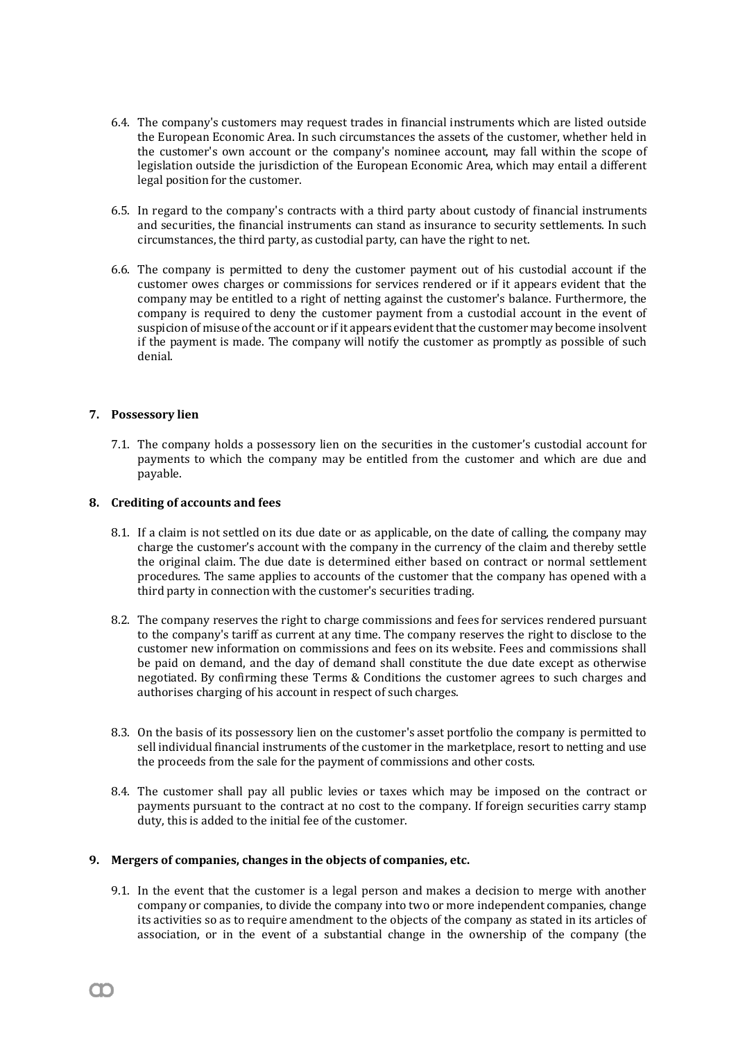6.4. The company's customers may request trades in financial instruments which are listed outside the European Economic Area. In such circumstances the assets of the customer, whether held in the customer's own account or the company's nominee account, may fall within the scope of legislation outside the jurisdiction of the European Economic Area, which may entail a different legal position for the customer.

6.5. In regard to the company's contracts with a third party about custody of financial instruments and securities, the financial instruments can stand as insurance to security settlements. In such circumstances, the third party, as custodial party, can have the right to net.

6.6. The company is permitted to deny the customer payment out of his custodial account if the customer owes charges or commissions for services rendered or if it appears evident that the company may be entitled to a right of netting against the customer's balance. Furthermore, the company is required to deny the customer payment from a custodial account in the event of suspicion of misuse of the account or if it appears evident that the customer may become insolvent if the payment is made. The company will notify the customer as promptly as possible of such denial.

## 7. Possessory lien

7.1. The company holds a possessory lien on the securities in the customer's custodial account for payments to which the company may be entitled from the customer and which are due and payable.

## 8. Crediting of accounts and fees

8.1. If a claim is not settled on its due date or as applicable, on the date of calling, the company may charge the customer's account with the company in the currency of the claim and thereby settle the original claim. The due date is determined either based on contract or normal settlement procedures. The same applies to accounts of the customer that the company has opened with a third party in connection with the customer's securities trading.

8.2. The company reserves the right to charge commissions and fees for services rendered pursuant to the company's tariff as current at any time. The company reserves the right to disclose to the customer new information on commissions and fees on its website. Fees and commissions shall be paid on demand, and the day of demand shall constitute the due date except as otherwise negotiated. By confirming these Terms & Conditions the customer agrees to such charges and authorises charging of his account in respect of such charges.

8.3. On the basis of its possessory lien on the customer's asset portfolio the company is permitted to sell individual financial instruments of the customer in the marketplace, resort to netting and use the proceeds from the sale for the payment of commissions and other costs.

8.4. The customer shall pay all public levies or taxes which may be imposed on the contract or payments pursuant to the contract at no cost to the company. If foreign securities carry stamp duty, this is added to the initial fee of the customer.

## 9. Mergers of companies, changes in the objects of companies, etc.

9.1. In the event that the customer is a legal person and makes a decision to merge with another company or companies, to divide the company into two or more independent companies, change its activities so as to require amendment to the objects of the company as stated in its articles of association, or in the event of a substantial change in the ownership of the company (the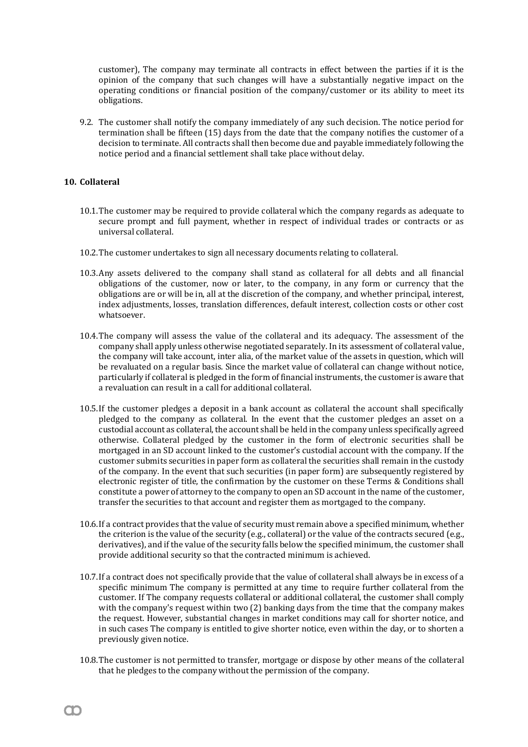customer), The company may terminate all contracts in effect between the parties if it is the opinion of the company that such changes will have a substantially negative impact on the operating conditions or financial position of the company/customer or its ability to meet its obligations.

9.2. The customer shall notify the company immediately of any such decision. The notice period for termination shall be fifteen (15) days from the date that the company notifies the customer of a decision to terminate. All contracts shall then become due and payable immediately following the notice period and a financial settlement shall take place without delay.

## 10. Collateral

10.1. The customer may be required to provide collateral which the company regards as adequate to secure prompt and full payment, whether in respect of individual trades or contracts or as universal collateral.

10.2. The customer undertakes to sign all necessary documents relating to collateral.

10.3. Any assets delivered to the company shall stand as collateral for all debts and all financial obligations of the customer, now or later, to the company, in any form or currency that the obligations are or will be in, all at the discretion of the company, and whether principal, interest, index adjustments, losses, translation differences, default interest, collection costs or other cost whatsoever.

10.4. The company will assess the value of the collateral and its adequacy. The assessment of the company shall apply unless otherwise negotiated separately. In its assessment of collateral value, the company will take account, inter alia, of the market value of the assets in question, which will be revaluated on a regular basis. Since the market value of collateral can change without notice, particularly if collateral is pledged in the form of financial instruments, the customer is aware that a revaluation can result in a call for additional collateral.

10.5. If the customer pledges a deposit in a bank account as collateral the account shall specifically pledged to the company as collateral. In the event that the customer pledges an asset on a custodial account as collateral, the account shall be held in the company unless specifically agreed otherwise. Collateral pledged by the customer in the form of electronic securities shall be mortgaged in an SD account linked to the customer's custodial account with the company. If the customer submits securities in paper form as collateral the securities shall remain in the custody of the company. In the event that such securities (in paper form) are subsequently registered by electronic register of title, the confirmation by the customer on these Terms & Conditions shall constitute a power of attorney to the company to open an SD account in the name of the customer, transfer the securities to that account and register them as mortgaged to the company.

10.6. If a contract provides that the value of security must remain above a specified minimum, whether the criterion is the value of the security (e.g., collateral) or the value of the contracts secured (e.g., derivatives), and if the value of the security falls below the specified minimum, the customer shall provide additional security so that the contracted minimum is achieved.

10.7. If a contract does not specifically provide that the value of collateral shall always be in excess of a specific minimum The company is permitted at any time to require further collateral from the customer. If The company requests collateral or additional collateral, the customer shall comply with the company's request within two (2) banking days from the time that the company makes the request. However, substantial changes in market conditions may call for shorter notice, and in such cases The company is entitled to give shorter notice, even within the day, or to shorten a previously given notice.

10.8. The customer is not permitted to transfer, mortgage or dispose by other means of the collateral that he pledges to the company without the permission of the company.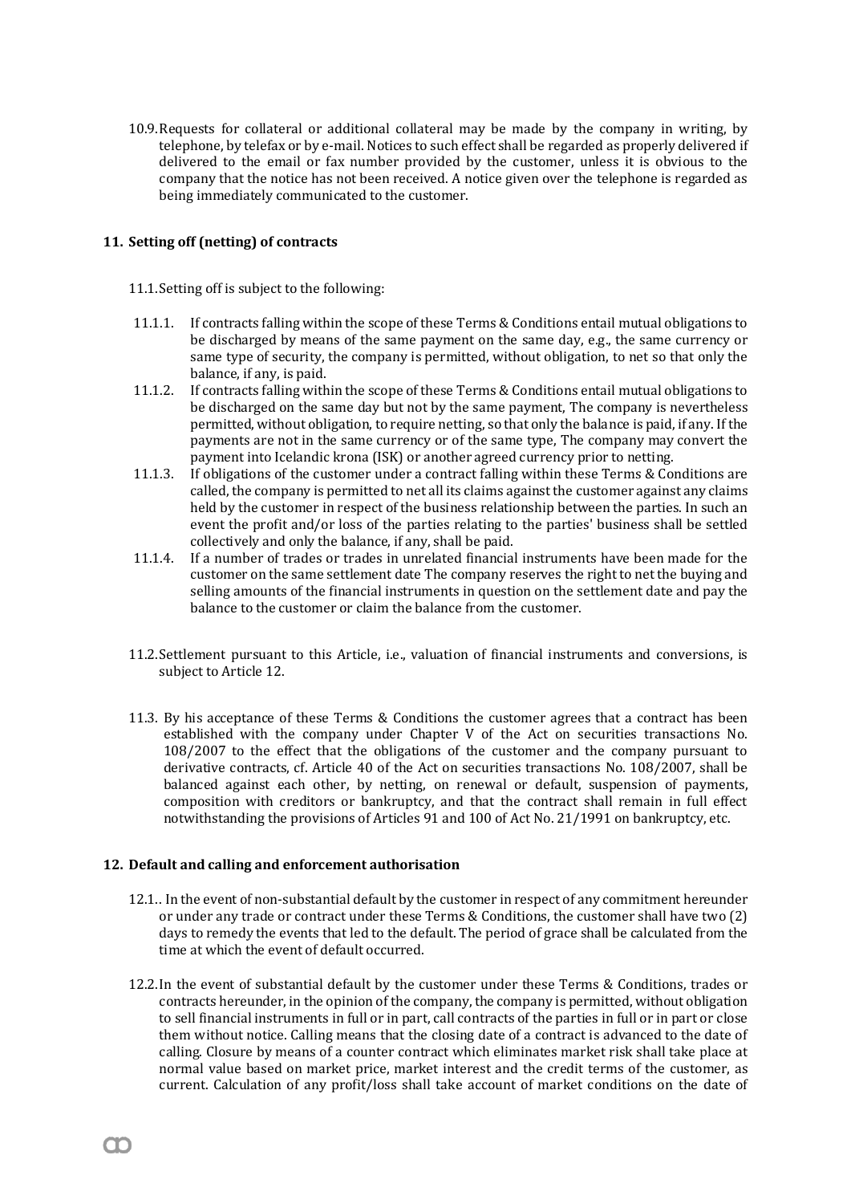10.9. Requests for collateral or additional collateral may be made by the company in writing, by telephone, by telefax or by e-mail. Notices to such effect shall be regarded as properly delivered if delivered to the email or fax number provided by the customer, unless it is obvious to the company that the notice has not been received. A notice given over the telephone is regarded as being immediately communicated to the customer.

## 11. Setting off (netting) of contracts

11.1. Setting off is subject to the following:

11.1.1. If contracts falling within the scope of these Terms & Conditions entail mutual obligations to be discharged by means of the same payment on the same day, e.g., the same currency or same type of security, the company is permitted, without obligation, to net so that only the balance, if any, is paid.

11.1.2. If contracts falling within the scope of these Terms & Conditions entail mutual obligations to be discharged on the same day but not by the same payment, The company is nevertheless permitted, without obligation, to require netting, so that only the balance is paid, if any. If the payments are not in the same currency or of the same type, The company may convert the payment into Icelandic krona (ISK) or another agreed currency prior to netting.

11.1.3. If obligations of the customer under a contract falling within these Terms & Conditions are called, the company is permitted to net all its claims against the customer against any claims held by the customer in respect of the business relationship between the parties. In such an event the profit and/or loss of the parties relating to the parties' business shall be settled collectively and only the balance, if any, shall be paid.

11.1.4. If a number of trades or trades in unrelated financial instruments have been made for the customer on the same settlement date The company reserves the right to net the buying and selling amounts of the financial instruments in question on the settlement date and pay the balance to the customer or claim the balance from the customer.

11.2. Settlement pursuant to this Article, i.e., valuation of financial instruments and conversions, is subject to Article 12.

11.3. By his acceptance of these Terms & Conditions the customer agrees that a contract has been established with the company under Chapter V of the Act on securities transactions No. 108/2007 to the effect that the obligations of the customer and the company pursuant to derivative contracts, cf. Article 40 of the Act on securities transactions No. 108/2007, shall be balanced against each other, by netting, on renewal or default, suspension of payments, composition with creditors or bankruptcy, and that the contract shall remain in full effect notwithstanding the provisions of Articles 91 and 100 of Act No. 21/1991 on bankruptcy, etc.

## 12. Default and calling and enforcement authorisation

12.1.. In the event of non-substantial default by the customer in respect of any commitment hereunder or under any trade or contract under these Terms & Conditions, the customer shall have two (2) days to remedy the events that led to the default. The period of grace shall be calculated from the time at which the event of default occurred.

12.2. In the event of substantial default by the customer under these Terms & Conditions, trades or contracts hereunder, in the opinion of the company, the company is permitted, without obligation to sell financial instruments in full or in part, call contracts of the parties in full or in part or close them without notice. Calling means that the closing date of a contract is advanced to the date of calling. Closure by means of a counter contract which eliminates market risk shall take place at normal value based on market price, market interest and the credit terms of the customer, as current. Calculation of any profit/loss shall take account of market conditions on the date of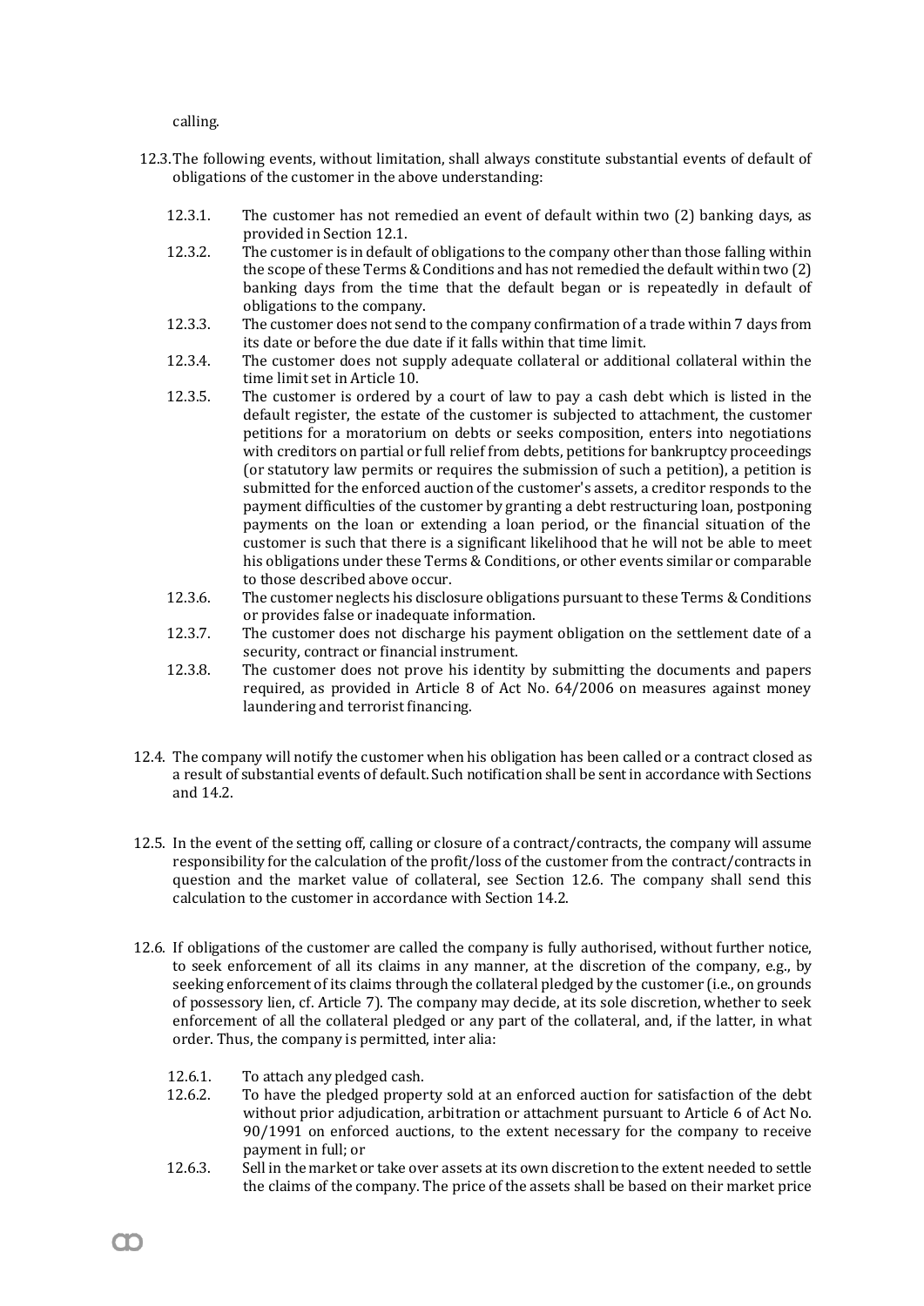calling.

12.3. The following events, without limitation, shall always constitute substantial events of default of obligations of the customer in the above understanding:

12.3.1. The customer has not remedied an event of default within two (2) banking days, as provided in Section 12.1.

12.3.2. The customer is in default of obligations to the company other than those falling within the scope of these Terms & Conditions and has not remedied the default within two (2) banking days from the time that the default began or is repeatedly in default of obligations to the company.

12.3.3. The customer does not send to the company confirmation of a trade within 7 days from its date or before the due date if it falls within that time limit.

12.3.4. The customer does not supply adequate collateral or additional collateral within the time limit set in Article 10.

12.3.5. The customer is ordered by a court of law to pay a cash debt which is listed in the default register, the estate of the customer is subjected to attachment, the customer petitions for a moratorium on debts or seeks composition, enters into negotiations with creditors on partial or full relief from debts, petitions for bankruptcy proceedings (or statutory law permits or requires the submission of such a petition), a petition is submitted for the enforced auction of the customer's assets, a creditor responds to the payment difficulties of the customer by granting a debt restructuring loan, postponing payments on the loan or extending a loan period, or the financial situation of the customer is such that there is a significant likelihood that he will not be able to meet his obligations under these Terms & Conditions, or other events similar or comparable to those described above occur.

12.3.6. The customer neglects his disclosure obligations pursuant to these Terms & Conditions or provides false or inadequate information.

12.3.7. The customer does not discharge his payment obligation on the settlement date of a security, contract or financial instrument.

12.3.8. The customer does not prove his identity by submitting the documents and papers required, as provided in Article 8 of Act No. 64/2006 on measures against money laundering and terrorist financing.

12.4. The company will notify the customer when his obligation has been called or a contract closed as a result of substantial events of default. Such notification shall be sent in accordance with Sections and 14.2.

12.5. In the event of the setting off, calling or closure of a contract/contracts, the company will assume responsibility for the calculation of the profit/loss of the customer from the contract/contracts in question and the market value of collateral, see Section 12.6. The company shall send this calculation to the customer in accordance with Section 14.2.

12.6. If obligations of the customer are called the company is fully authorised, without further notice, to seek enforcement of all its claims in any manner, at the discretion of the company, e.g., by seeking enforcement of its claims through the collateral pledged by the customer (i.e., on grounds of possessory lien, cf. Article 7). The company may decide, at its sole discretion, whether to seek enforcement of all the collateral pledged or any part of the collateral, and, if the latter, in what order. Thus, the company is permitted, inter alia:

12.6.1. To attach any pledged cash.

12.6.2. To have the pledged property sold at an enforced auction for satisfaction of the debt without prior adjudication, arbitration or attachment pursuant to Article 6 of Act No. 90/1991 on enforced auctions, to the extent necessary for the company to receive payment in full; or

12.6.3. Sell in the market or take over assets at its own discretion to the extent needed to settle the claims of the company. The price of the assets shall be based on their market price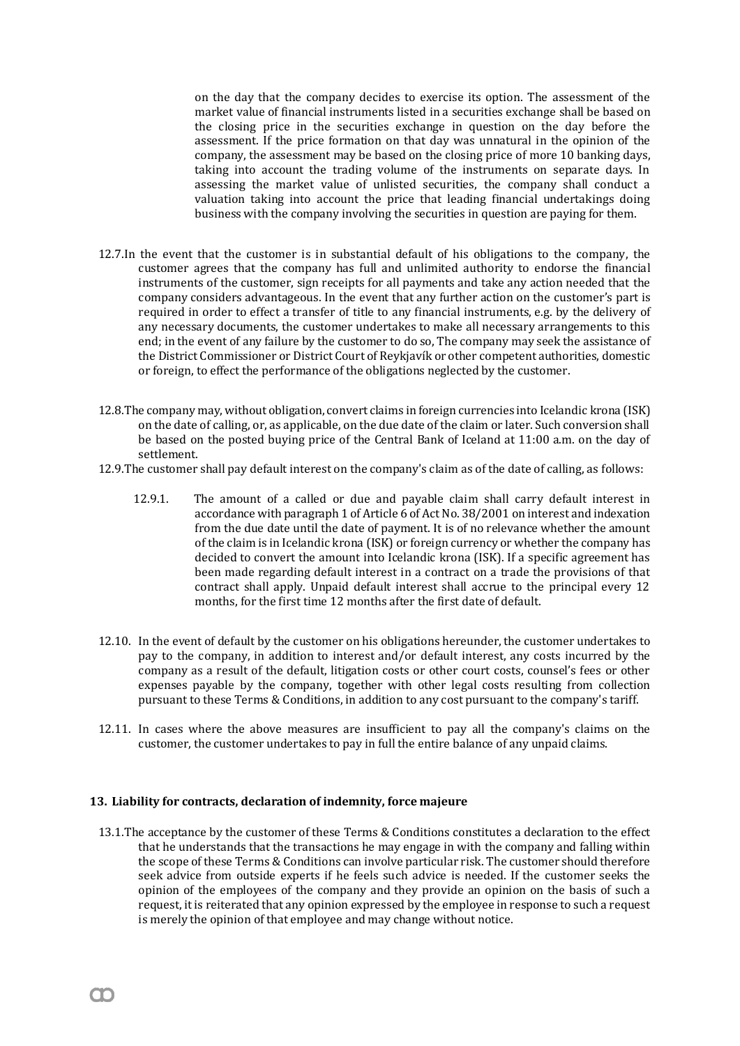on the day that the company decides to exercise its option. The assessment of the market value of financial instruments listed in a securities exchange shall be based on the closing price in the securities exchange in question on the day before the assessment. If the price formation on that day was unnatural in the opinion of the company, the assessment may be based on the closing price of more 10 banking days, taking into account the trading volume of the instruments on separate days. In assessing the market value of unlisted securities, the company shall conduct a valuation taking into account the price that leading financial undertakings doing business with the company involving the securities in question are paying for them.

12.7. In the event that the customer is in substantial default of his obligations to the company, the customer agrees that the company has full and unlimited authority to endorse the financial instruments of the customer, sign receipts for all payments and take any action needed that the company considers advantageous. In the event that any further action on the customer's part is required in order to effect a transfer of title to any financial instruments, e.g. by the delivery of any necessary documents, the customer undertakes to make all necessary arrangements to this end; in the event of any failure by the customer to do so, The company may seek the assistance of the District Commissioner or District Court of Reykjavík or other competent authorities, domestic or foreign, to effect the performance of the obligations neglected by the customer.

12.8. The company may, without obligation, convert claims in foreign currencies into Icelandic krona (ISK) on the date of calling, or, as applicable, on the due date of the claim or later. Such conversion shall be based on the posted buying price of the Central Bank of Iceland at 11:00 a.m. on the day of settlement.

12.9. The customer shall pay default interest on the company's claim as of the date of calling, as follows:

12.9.1. The amount of a called or due and payable claim shall carry default interest in accordance with paragraph 1 of Article 6 of Act No. 38/2001 on interest and indexation from the due date until the date of payment. It is of no relevance whether the amount of the claim is in Icelandic krona (ISK) or foreign currency or whether the company has decided to convert the amount into Icelandic krona (ISK). If a specific agreement has been made regarding default interest in a contract on a trade the provisions of that contract shall apply. Unpaid default interest shall accrue to the principal every 12 months, for the first time 12 months after the first date of default.

12.10. In the event of default by the customer on his obligations hereunder, the customer undertakes to pay to the company, in addition to interest and/or default interest, any costs incurred by the company as a result of the default, litigation costs or other court costs, counsel's fees or other expenses payable by the company, together with other legal costs resulting from collection pursuant to these Terms & Conditions, in addition to any cost pursuant to the company's tariff.

12.11. In cases where the above measures are insufficient to pay all the company's claims on the customer, the customer undertakes to pay in full the entire balance of any unpaid claims.

## 13. Liability for contracts, declaration of indemnity, force majeure

13.1. The acceptance by the customer of these Terms & Conditions constitutes a declaration to the effect that he understands that the transactions he may engage in with the company and falling within the scope of these Terms & Conditions can involve particular risk. The customer should therefore seek advice from outside experts if he feels such advice is needed. If the customer seeks the opinion of the employees of the company and they provide an opinion on the basis of such a request, it is reiterated that any opinion expressed by the employee in response to such a request is merely the opinion of that employee and may change without notice.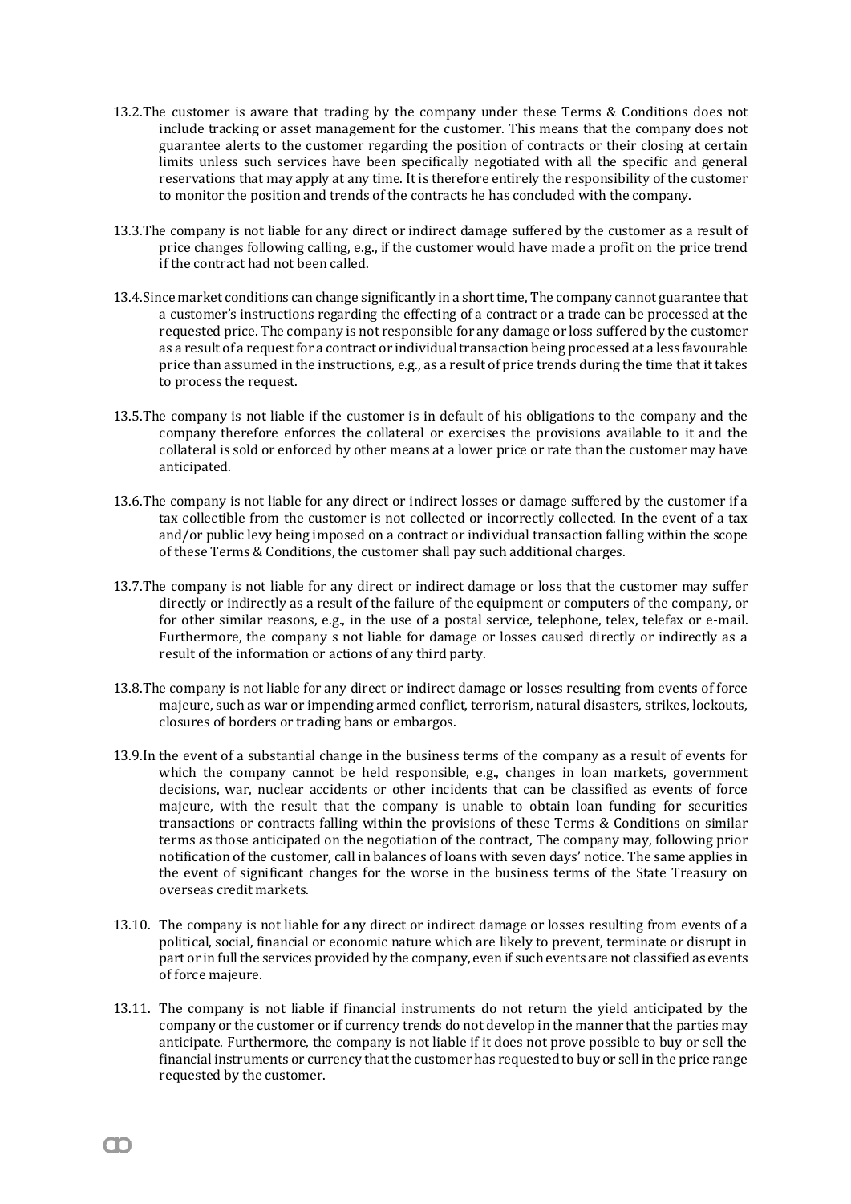13.2. The customer is aware that trading by the company under these Terms & Conditions does not include tracking or asset management for the customer. This means that the company does not guarantee alerts to the customer regarding the position of contracts or their closing at certain limits unless such services have been specifically negotiated with all the specific and general reservations that may apply at any time. It is therefore entirely the responsibility of the customer to monitor the position and trends of the contracts he has concluded with the company.

13.3. The company is not liable for any direct or indirect damage suffered by the customer as a result of price changes following calling, e.g., if the customer would have made a profit on the price trend if the contract had not been called.

13.4. Since market conditions can change significantly in a short time, The company cannot guarantee that a customer's instructions regarding the effecting of a contract or a trade can be processed at the requested price. The company is not responsible for any damage or loss suffered by the customer as a result of a request for a contract or individual transaction being processed at a less favourable price than assumed in the instructions, e.g., as a result of price trends during the time that it takes to process the request.

13.5. The company is not liable if the customer is in default of his obligations to the company and the company therefore enforces the collateral or exercises the provisions available to it and the collateral is sold or enforced by other means at a lower price or rate than the customer may have anticipated.

13.6. The company is not liable for any direct or indirect losses or damage suffered by the customer if a tax collectible from the customer is not collected or incorrectly collected. In the event of a tax and/or public levy being imposed on a contract or individual transaction falling within the scope of these Terms & Conditions, the customer shall pay such additional charges.

13.7. The company is not liable for any direct or indirect damage or loss that the customer may suffer directly or indirectly as a result of the failure of the equipment or computers of the company, or for other similar reasons, e.g., in the use of a postal service, telephone, telex, telefax or e-mail. Furthermore, the company s not liable for damage or losses caused directly or indirectly as a result of the information or actions of any third party.

13.8. The company is not liable for any direct or indirect damage or losses resulting from events of force majeure, such as war or impending armed conflict, terrorism, natural disasters, strikes, lockouts, closures of borders or trading bans or embargos.

13.9. In the event of a substantial change in the business terms of the company as a result of events for which the company cannot be held responsible, e.g., changes in loan markets, government decisions, war, nuclear accidents or other incidents that can be classified as events of force majeure, with the result that the company is unable to obtain loan funding for securities transactions or contracts falling within the provisions of these Terms & Conditions on similar terms as those anticipated on the negotiation of the contract, The company may, following prior notification of the customer, call in balances of loans with seven days' notice. The same applies in the event of significant changes for the worse in the business terms of the State Treasury on overseas credit markets.

13.10. The company is not liable for any direct or indirect damage or losses resulting from events of a political, social, financial or economic nature which are likely to prevent, terminate or disrupt in part or in full the services provided by the company, even if such events are not classified as events of force majeure.

13.11. The company is not liable if financial instruments do not return the yield anticipated by the company or the customer or if currency trends do not develop in the manner that the parties may anticipate. Furthermore, the company is not liable if it does not prove possible to buy or sell the financial instruments or currency that the customer has requested to buy or sell in the price range requested by the customer.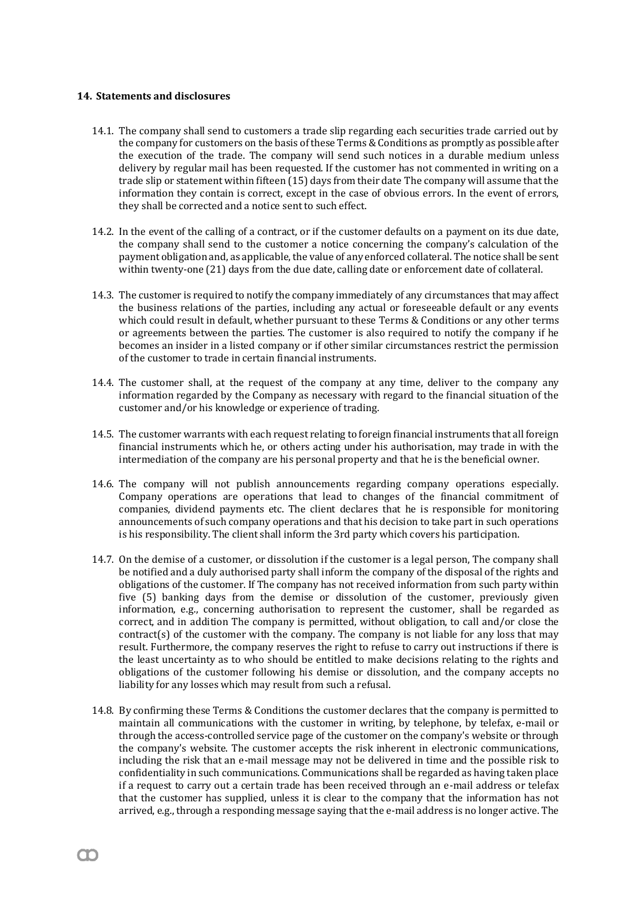## 14. Statements and disclosures

14.1. The company shall send to customers a trade slip regarding each securities trade carried out by the company for customers on the basis of these Terms & Conditions as promptly as possible after the execution of the trade. The company will send such notices in a durable medium unless delivery by regular mail has been requested. If the customer has not commented in writing on a trade slip or statement within fifteen (15) days from their date The company will assume that the information they contain is correct, except in the case of obvious errors. In the event of errors, they shall be corrected and a notice sent to such effect.

14.2. In the event of the calling of a contract, or if the customer defaults on a payment on its due date, the company shall send to the customer a notice concerning the company's calculation of the payment obligation and, as applicable, the value of any enforced collateral. The notice shall be sent within twenty-one (21) days from the due date, calling date or enforcement date of collateral.

14.3. The customer is required to notify the company immediately of any circumstances that may affect the business relations of the parties, including any actual or foreseeable default or any events which could result in default, whether pursuant to these Terms & Conditions or any other terms or agreements between the parties. The customer is also required to notify the company if he becomes an insider in a listed company or if other similar circumstances restrict the permission of the customer to trade in certain financial instruments.

14.4. The customer shall, at the request of the company at any time, deliver to the company any information regarded by the Company as necessary with regard to the financial situation of the customer and/or his knowledge or experience of trading.

14.5. The customer warrants with each request relating to foreign financial instruments that all foreign financial instruments which he, or others acting under his authorisation, may trade in with the intermediation of the company are his personal property and that he is the beneficial owner.

14.6. The company will not publish announcements regarding company operations especially. Company operations are operations that lead to changes of the financial commitment of companies, dividend payments etc. The client declares that he is responsible for monitoring announcements of such company operations and that his decision to take part in such operations is his responsibility. The client shall inform the 3rd party which covers his participation.

14.7. On the demise of a customer, or dissolution if the customer is a legal person, The company shall be notified and a duly authorised party shall inform the company of the disposal of the rights and obligations of the customer. If The company has not received information from such party within five (5) banking days from the demise or dissolution of the customer, previously given information, e.g., concerning authorisation to represent the customer, shall be regarded as correct, and in addition The company is permitted, without obligation, to call and/or close the contract(s) of the customer with the company. The company is not liable for any loss that may result. Furthermore, the company reserves the right to refuse to carry out instructions if there is the least uncertainty as to who should be entitled to make decisions relating to the rights and obligations of the customer following his demise or dissolution, and the company accepts no liability for any losses which may result from such a refusal.

14.8. By confirming these Terms & Conditions the customer declares that the company is permitted to maintain all communications with the customer in writing, by telephone, by telefax, e-mail or through the access-controlled service page of the customer on the company's website or through the company's website. The customer accepts the risk inherent in electronic communications, including the risk that an e-mail message may not be delivered in time and the possible risk to confidentiality in such communications. Communications shall be regarded as having taken place if a request to carry out a certain trade has been received through an e-mail address or telefax that the customer has supplied, unless it is clear to the company that the information has not arrived, e.g., through a responding message saying that the e-mail address is no longer active. The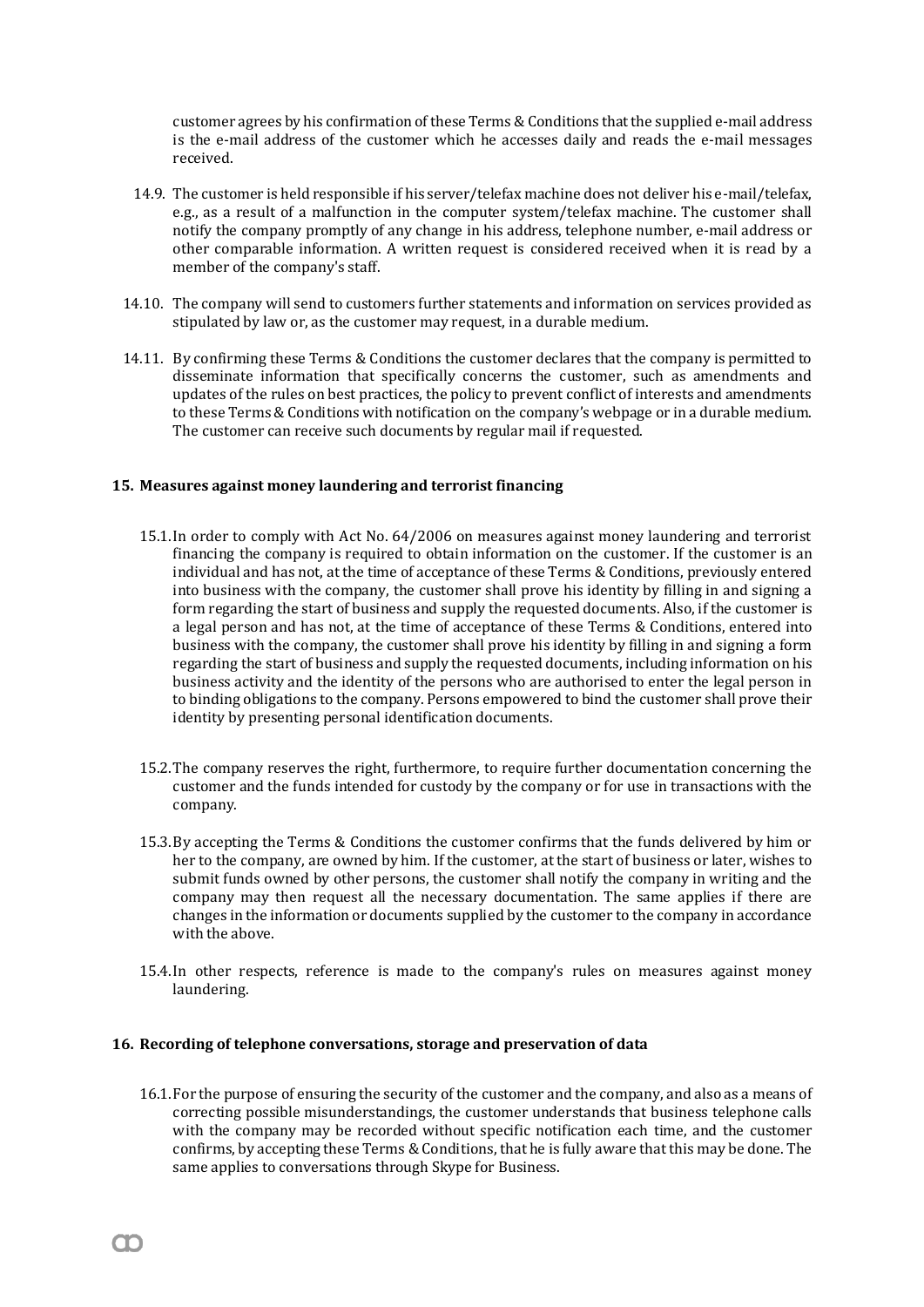customer agrees by his confirmation of these Terms & Conditions that the supplied e-mail address is the e-mail address of the customer which he accesses daily and reads the e-mail messages received.

14.9. The customer is held responsible if his server/telefax machine does not deliver his e-mail/telefax, e.g., as a result of a malfunction in the computer system/telefax machine. The customer shall notify the company promptly of any change in his address, telephone number, e-mail address or other comparable information. A written request is considered received when it is read by a member of the company's staff.

14.10. The company will send to customers further statements and information on services provided as stipulated by law or, as the customer may request, in a durable medium.

14.11. By confirming these Terms & Conditions the customer declares that the company is permitted to disseminate information that specifically concerns the customer, such as amendments and updates of the rules on best practices, the policy to prevent conflict of interests and amendments to these Terms & Conditions with notification on the company's webpage or in a durable medium. The customer can receive such documents by regular mail if requested.

## 15. Measures against money laundering and terrorist financing

15.1. In order to comply with Act No. 64/2006 on measures against money laundering and terrorist financing the company is required to obtain information on the customer. If the customer is an individual and has not, at the time of acceptance of these Terms & Conditions, previously entered into business with the company, the customer shall prove his identity by filling in and signing a form regarding the start of business and supply the requested documents. Also, if the customer is a legal person and has not, at the time of acceptance of these Terms & Conditions, entered into business with the company, the customer shall prove his identity by filling in and signing a form regarding the start of business and supply the requested documents, including information on his business activity and the identity of the persons who are authorised to enter the legal person in to binding obligations to the company. Persons empowered to bind the customer shall prove their identity by presenting personal identification documents.

15.2. The company reserves the right, furthermore, to require further documentation concerning the customer and the funds intended for custody by the company or for use in transactions with the company.

15.3. By accepting the Terms & Conditions the customer confirms that the funds delivered by him or her to the company, are owned by him. If the customer, at the start of business or later, wishes to submit funds owned by other persons, the customer shall notify the company in writing and the company may then request all the necessary documentation. The same applies if there are changes in the information or documents supplied by the customer to the company in accordance with the above.

15.4. In other respects, reference is made to the company's rules on measures against money laundering.

## 16. Recording of telephone conversations, storage and preservation of data

16.1. For the purpose of ensuring the security of the customer and the company, and also as a means of correcting possible misunderstandings, the customer understands that business telephone calls with the company may be recorded without specific notification each time, and the customer confirms, by accepting these Terms & Conditions, that he is fully aware that this may be done. The same applies to conversations through Skype for Business.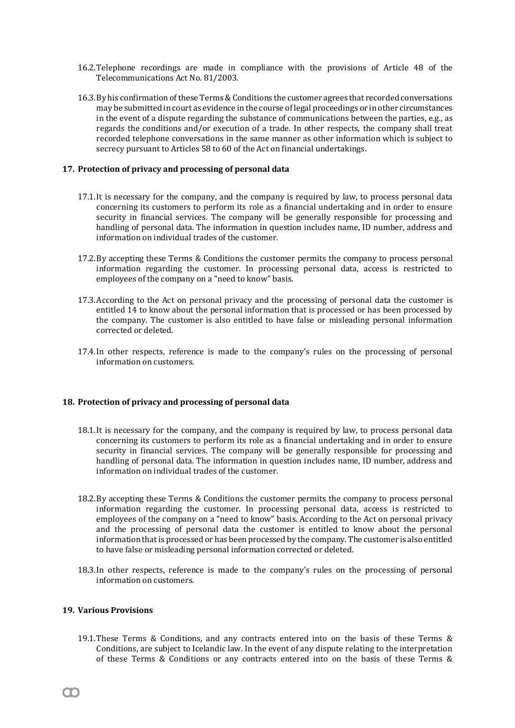16.2. Telephone recordings are made in compliance with the provisions of Article 48 of the Telecommunications Act No. 81/2003.

16.3. By his confirmation of these Terms & Conditions the customer agrees that recorded conversations may be submitted in court as evidence in the course of legal proceedings or in other circumstances in the event of a dispute regarding the substance of communications between the parties, e.g., as regards the conditions and/or execution of a trade. In other respects, the company shall treat recorded telephone conversations in the same manner as other information which is subject to secrecy pursuant to Articles 58 to 60 of the Act on financial undertakings.

## 17. Protection of privacy and processing of personal data

17.1. It is necessary for the company, and the company is required by law, to process personal data concerning its customers to perform its role as a financial undertaking and in order to ensure security in financial services. The company will be generally responsible for processing and handling of personal data. The information in question includes name, ID number, address and information on individual trades of the customer.

17.2. By accepting these Terms & Conditions the customer permits the company to process personal information regarding the customer. In processing personal data, access is restricted to employees of the company on a "need to know" basis.

17.3. According to the Act on personal privacy and the processing of personal data the customer is entitled 14 to know about the personal information that is processed or has been processed by the company. The customer is also entitled to have false or misleading personal information corrected or deleted.

17.4. In other respects, reference is made to the company's rules on the processing of personal information on customers.

## 18. Protection of privacy and processing of personal data

18.1. It is necessary for the company, and the company is required by law, to process personal data concerning its customers to perform its role as a financial undertaking and in order to ensure security in financial services. The company will be generally responsible for processing and handling of personal data. The information in question includes name, ID number, address and information on individual trades of the customer.

18.2. By accepting these Terms & Conditions the customer permits the company to process personal information regarding the customer. In processing personal data, access is restricted to employees of the company on a "need to know" basis. According to the Act on personal privacy and the processing of personal data the customer is entitled to know about the personal information that is processed or has been processed by the company. The customer is also entitled to have false or misleading personal information corrected or deleted.

18.3. In other respects, reference is made to the company's rules on the processing of personal information on customers.

## 19. Various Provisions

19.1. These Terms & Conditions, and any contracts entered into on the basis of these Terms & Conditions, are subject to Icelandic law. In the event of any dispute relating to the interpretation of these Terms & Conditions or any contracts entered into on the basis of these Terms &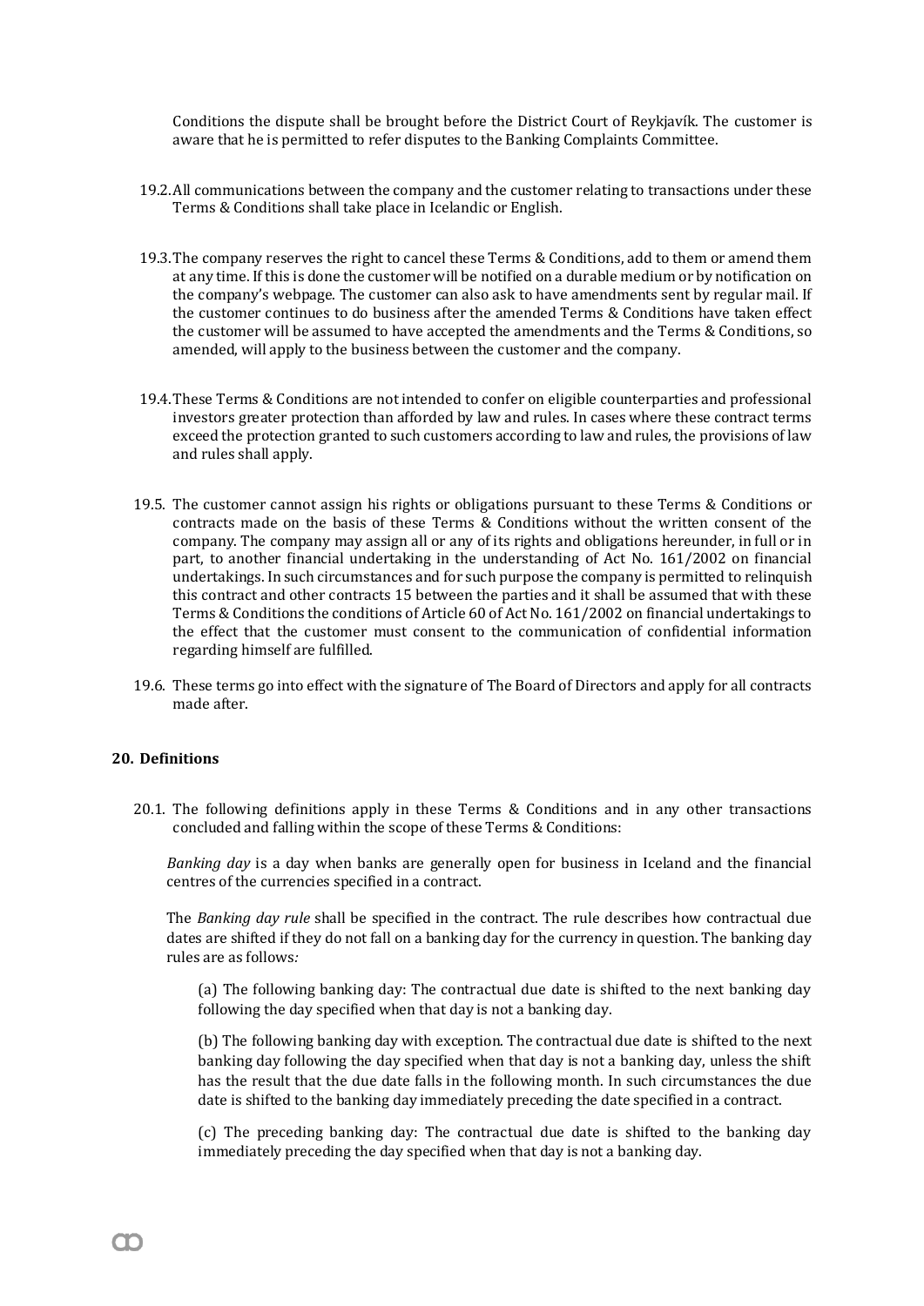Conditions the dispute shall be brought before the District Court of Reykjavík. The customer is aware that he is permitted to refer disputes to the Banking Complaints Committee.

19.2. All communications between the company and the customer relating to transactions under these Terms & Conditions shall take place in Icelandic or English.

19.3. The company reserves the right to cancel these Terms & Conditions, add to them or amend them at any time. If this is done the customer will be notified on a durable medium or by notification on the company's webpage. The customer can also ask to have amendments sent by regular mail. If the customer continues to do business after the amended Terms & Conditions have taken effect the customer will be assumed to have accepted the amendments and the Terms & Conditions, so amended, will apply to the business between the customer and the company.

19.4. These Terms & Conditions are not intended to confer on eligible counterparties and professional investors greater protection than afforded by law and rules. In cases where these contract terms exceed the protection granted to such customers according to law and rules, the provisions of law and rules shall apply.

19.5. The customer cannot assign his rights or obligations pursuant to these Terms & Conditions or contracts made on the basis of these Terms & Conditions without the written consent of the company. The company may assign all or any of its rights and obligations hereunder, in full or in part, to another financial undertaking in the understanding of Act No. 161/2002 on financial undertakings. In such circumstances and for such purpose the company is permitted to relinquish this contract and other contracts 15 between the parties and it shall be assumed that with these Terms & Conditions the conditions of Article 60 of Act No. 161/2002 on financial undertakings to the effect that the customer must consent to the communication of confidential information regarding himself are fulfilled.

19.6. These terms go into effect with the signature of The Board of Directors and apply for all contracts made after.

## 20. Definitions

20.1. The following definitions apply in these Terms & Conditions and in any other transactions concluded and falling within the scope of these Terms & Conditions:

*Banking day* is a day when banks are generally open for business in Iceland and the financial centres of the currencies specified in a contract.

The *Banking day rule* shall be specified in the contract. The rule describes how contractual due dates are shifted if they do not fall on a banking day for the currency in question. The banking day rules are as follows:

(a) The following banking day: The contractual due date is shifted to the next banking day following the day specified when that day is not a banking day.

(b) The following banking day with exception. The contractual due date is shifted to the next banking day following the day specified when that day is not a banking day, unless the shift has the result that the due date falls in the following month. In such circumstances the due date is shifted to the banking day immediately preceding the date specified in a contract.

(c) The preceding banking day: The contractual due date is shifted to the banking day immediately preceding the day specified when that day is not a banking day.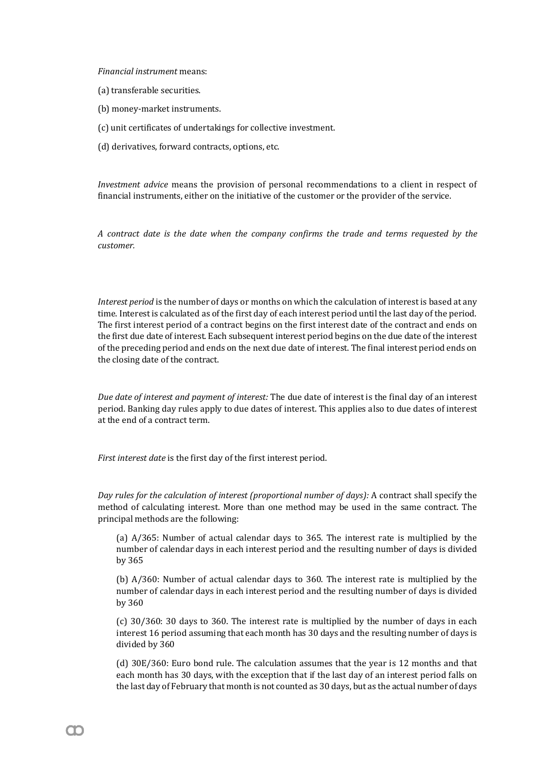*Financial instrument* means:

(a) transferable securities.

(b) money-market instruments.

(c) unit certificates of undertakings for collective investment.

(d) derivatives, forward contracts, options, etc.

*Investment advice* means the provision of personal recommendations to a client in respect of financial instruments, either on the initiative of the customer or the provider of the service.

*A contract date is the date when the company confirms the trade and terms requested by the customer.*

*Interest period* is the number of days or months on which the calculation of interest is based at any time. Interest is calculated as of the first day of each interest period until the last day of the period. The first interest period of a contract begins on the first interest date of the contract and ends on the first due date of interest. Each subsequent interest period begins on the due date of the interest of the preceding period and ends on the next due date of interest. The final interest period ends on the closing date of the contract.

*Due date of interest and payment of interest:* The due date of interest is the final day of an interest period. Banking day rules apply to due dates of interest. This applies also to due dates of interest at the end of a contract term.

*First interest date* is the first day of the first interest period.

*Day rules for the calculation of interest (proportional number of days):* A contract shall specify the method of calculating interest. More than one method may be used in the same contract. The principal methods are the following:

(a) A/365: Number of actual calendar days to 365. The interest rate is multiplied by the number of calendar days in each interest period and the resulting number of days is divided by 365

(b) A/360: Number of actual calendar days to 360. The interest rate is multiplied by the number of calendar days in each interest period and the resulting number of days is divided by 360

(c) 30/360: 30 days to 360. The interest rate is multiplied by the number of days in each interest 16 period assuming that each month has 30 days and the resulting number of days is divided by 360

(d) 30E/360: Euro bond rule. The calculation assumes that the year is 12 months and that each month has 30 days, with the exception that if the last day of an interest period falls on the last day of February that month is not counted as 30 days, but as the actual number of days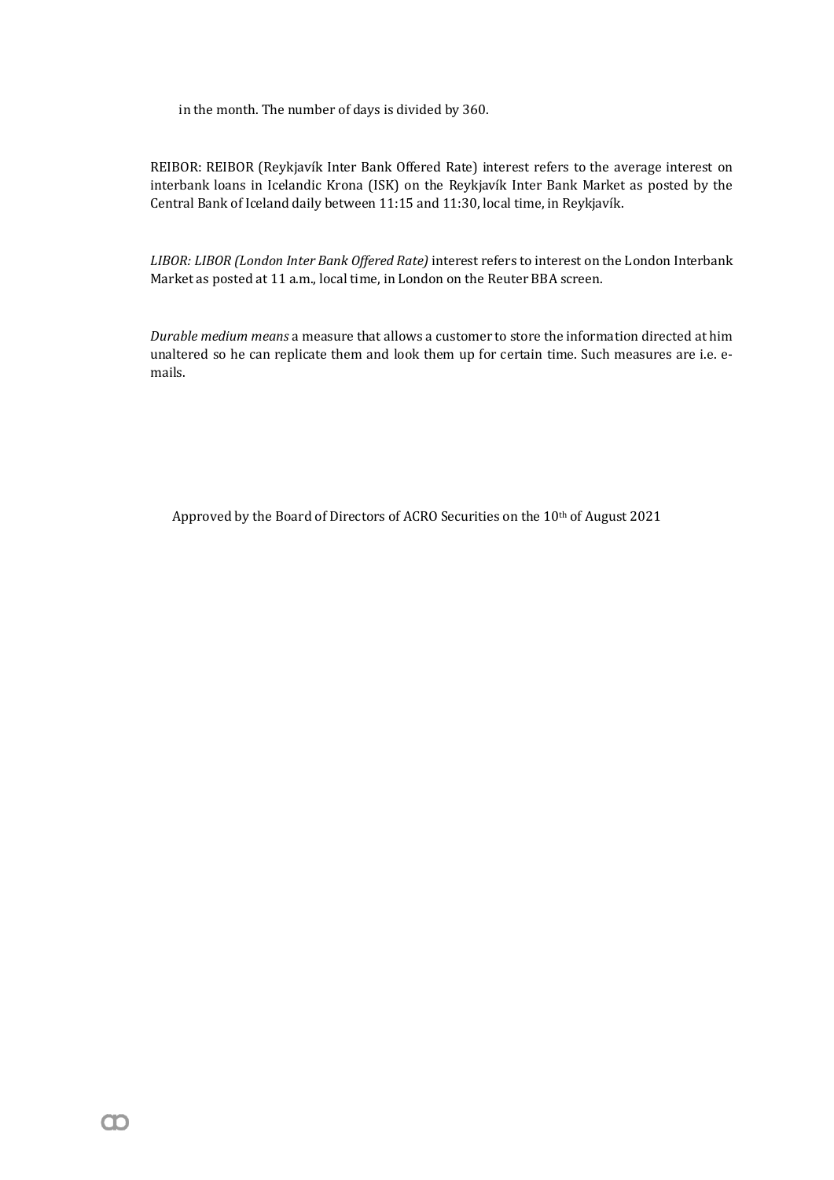in the month. The number of days is divided by 360.

REIBOR: REIBOR (Reykjavík Inter Bank Offered Rate) interest refers to the average interest on interbank loans in Icelandic Krona (ISK) on the Reykjavík Inter Bank Market as posted by the Central Bank of Iceland daily between 11:15 and 11:30, local time, in Reykjavík.

*LIBOR: LIBOR (London Inter Bank Offered Rate)* interest refers to interest on the London Interbank Market as posted at 11 a.m., local time, in London on the Reuter BBA screen.

*Durable medium means* a measure that allows a customer to store the information directed at him unaltered so he can replicate them and look them up for certain time. Such measures are i.e. e-mails.

Approved by the Board of Directors of ACRO Securities on the 10th of August 2021